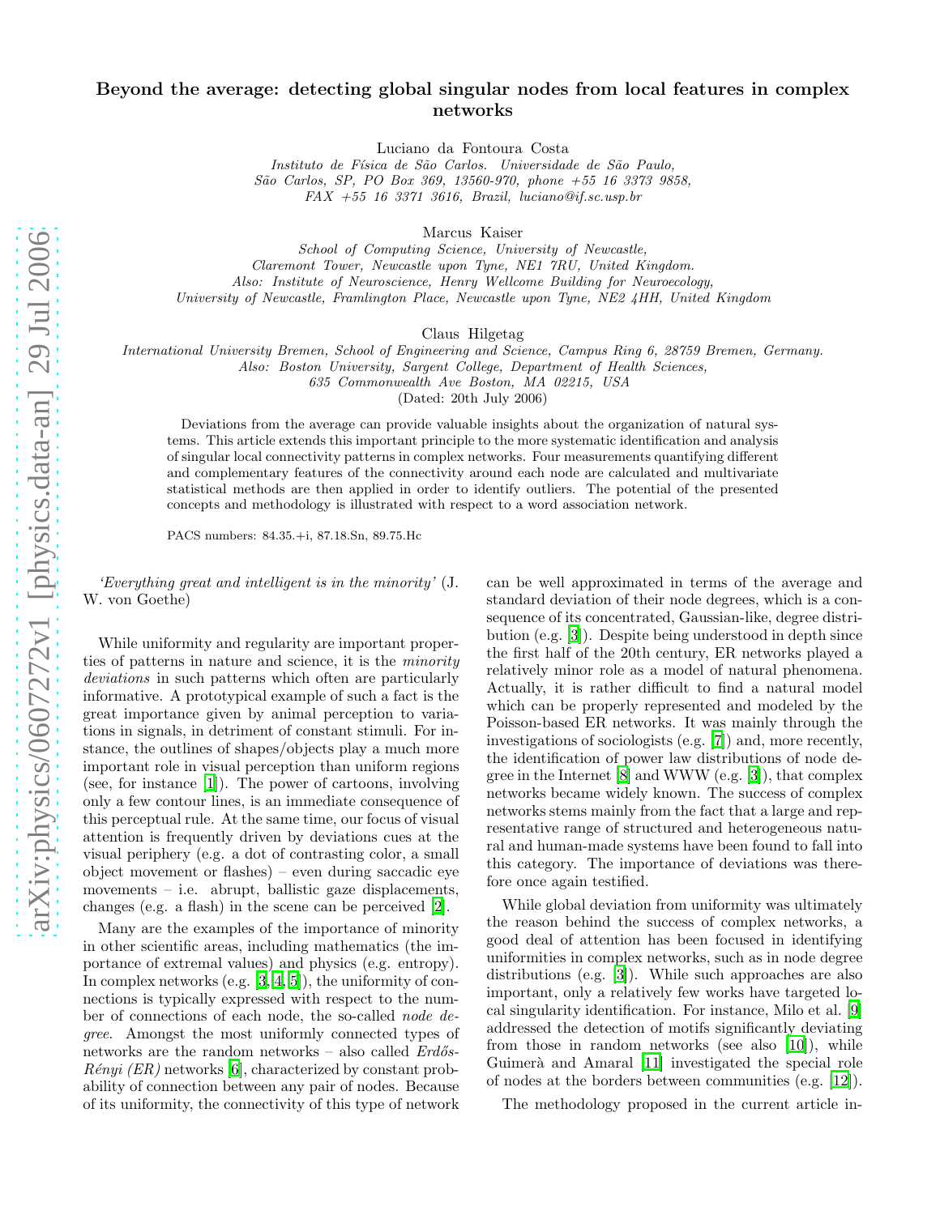# Beyond the average: detecting global singular nodes from local features in complex networks

Luciano da Fontoura Costa

*Instituto de Física de São Carlos. Universidade de São Paulo, São Carlos, SP, PO Box 369, 13560-970, phone +55 16 3373 9858, FAX +55 16 3371 3616, Brazil, luciano@if.sc.usp.br*

Marcus Kaiser

*School of Computing Science, University of Newcastle, Claremont Tower, Newcastle upon Tyne, NE1 7RU, United Kingdom. Also: Institute of Neuroscience, Henry Wellcome Building for Neuroecology, University of Newcastle, Framlington Place, Newcastle upon Tyne, NE2 4HH, United Kingdom*

Claus Hilgetag

*International University Bremen, School of Engineering and Science, Campus Ring 6, 28759 Bremen, Germany. Also: Boston University, Sargent College, Department of Health Sciences, 635 Commonwealth Ave Boston, MA 02215, USA*

(Dated: 20th July 2006)

Deviations from the average can provide valuable insights about the organization of natural systems. This article extends this important principle to the more systematic identification and analysis of singular local connectivity patterns in complex networks. Four measurements quantifying different and complementary features of the connectivity around each node are calculated and multivariate statistical methods are then applied in order to identify outliers. The potential of the presented concepts and methodology is illustrated with respect to a word association network.

PACS numbers: 84.35.+i, 87.18.Sn, 89.75.Hc

*'Everything great and intelligent is in the minority'* (J. W. von Goethe)

While uniformity and regularity are important properties of patterns in nature and science, it is the *minority deviations* in such patterns which often are particularly informative. A prototypical example of such a fact is the great importance given by animal perception to variations in signals, in detriment of constant stimuli. For instance, the outlines of shapes/objects play a much more important role in visual perception than uniform regions (see, for instance [1]). The power of cartoons, involving only a few contour lines, is an immediate consequence of this perceptual rule. At the same time, our focus of visual attention is frequently driven by deviations cues at the visual periphery (e.g. a dot of contrasting color, a small object movement or flashes) – even during saccadic eye movements – i.e. abrupt, ballistic gaze displacements, changes (e.g. a flash) in the scene can be perceived [2].

Many are the examples of the importance of minority in other scientific areas, including mathematics (the importance of extremal values) and physics (e.g. entropy). In complex networks (e.g. [3, 4, 5]), the uniformity of connections is typically expressed with respect to the number of connections of each node, the so-called *node degree*. Amongst the most uniformly connected types of networks are the random networks – also called *Erdős-Rényi (ER)* networks [6], characterized by constant probability of connection between any pair of nodes. Because of its uniformity, the connectivity of this type of network can be well approximated in terms of the average and standard deviation of their node degrees, which is a consequence of its concentrated, Gaussian-like, degree distribution (e.g. [3]). Despite being understood in depth since the first half of the 20th century, ER networks played a relatively minor role as a model of natural phenomena. Actually, it is rather difficult to find a natural model which can be properly represented and modeled by the Poisson-based ER networks. It was mainly through the investigations of sociologists (e.g. [7]) and, more recently, the identification of power law distributions of node degree in the Internet [8] and WWW (e.g. [3]), that complex networks became widely known. The success of complex networks stems mainly from the fact that a large and representative range of structured and heterogeneous natural and human-made systems have been found to fall into this category. The importance of deviations was therefore once again testified.

While global deviation from uniformity was ultimately the reason behind the success of complex networks, a good deal of attention has been focused in identifying uniformities in complex networks, such as in node degree distributions (e.g. [3]). While such approaches are also important, only a relatively few works have targeted local singularity identification. For instance, Milo et al. [9] addressed the detection of motifs significantly deviating from those in random networks (see also [10]), while Guimerà and Amaral [11] investigated the special role of nodes at the borders between communities (e.g. [12]).

The methodology proposed in the current article in-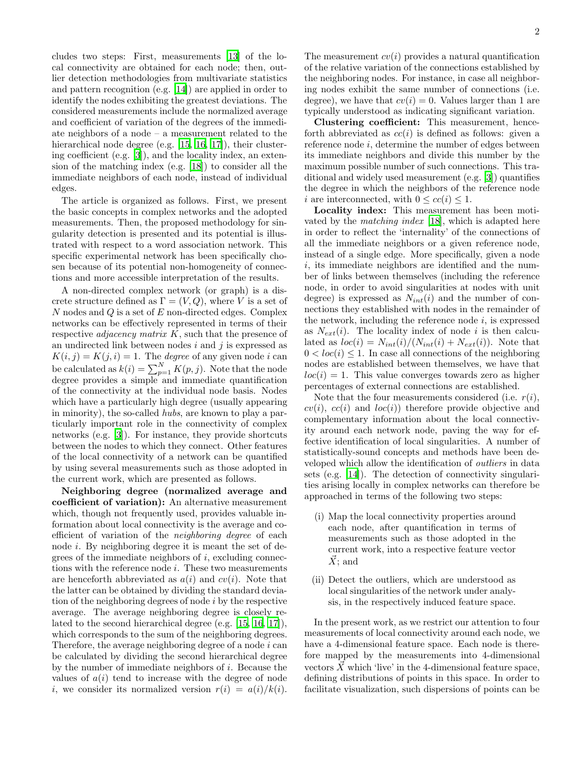cludes two steps: First, measurements [13] of the local connectivity are obtained for each node; then, outlier detection methodologies from multivariate statistics and pattern recognition (e.g. [14]) are applied in order to identify the nodes exhibiting the greatest deviations. The considered measurements include the normalized average and coefficient of variation of the degrees of the immediate neighbors of a node – a measurement related to the hierarchical node degree (e.g. [15, 16, 17]), their clustering coefficient (e.g. [3]), and the locality index, an extension of the matching index (e.g. [18]) to consider all the immediate neighbors of each node, instead of individual edges.

The article is organized as follows. First, we present the basic concepts in complex networks and the adopted measurements. Then, the proposed methodology for singularity detection is presented and its potential is illustrated with respect to a word association network. This specific experimental network has been specifically chosen because of its potential non-homogeneity of connections and more accessible interpretation of the results.

A non-directed complex network (or graph) is a discrete structure defined as $\Gamma = (V, Q)$, where $V$ is a set of $N$ nodes and $Q$ is a set of $E$ non-directed edges. Complex networks can be effectively represented in terms of their respective *adjacency matrix* $K$, such that the presence of an undirected link between nodes $i$ and $j$ is expressed as $K(i, j) = K(j, i) = 1$. The *degree* of any given node $i$ can be calculated as $k(i) = \sum_{p=1}^{N} K(p, j)$. Note that the node degree provides a simple and immediate quantification of the connectivity at the individual node basis. Nodes which have a particularly high degree (usually appearing in minority), the so-called *hubs*, are known to play a particularly important role in the connectivity of complex networks (e.g. [3]). For instance, they provide shortcuts between the nodes to which they connect. Other features of the local connectivity of a network can be quantified by using several measurements such as those adopted in the current work, which are presented as follows.

**Neighboring degree (normalized average and coefficient of variation):** An alternative measurement which, though not frequently used, provides valuable information about local connectivity is the average and coefficient of variation of the *neighboring degree* of each node $i$. By neighboring degree it is meant the set of degrees of the immediate neighbors of $i$, excluding connections with the reference node $i$. These two measurements are henceforth abbreviated as $a(i)$ and $cv(i)$. Note that the latter can be obtained by dividing the standard deviation of the neighboring degrees of node $i$ by the respective average. The average neighboring degree is closely related to the second hierarchical degree (e.g. [15, 16, 17]), which corresponds to the sum of the neighboring degrees. Therefore, the average neighboring degree of a node $i$ can be calculated by dividing the second hierarchical degree by the number of immediate neighbors of $i$. Because the values of $a(i)$ tend to increase with the degree of node $i$, we consider its normalized version $r(i) = a(i)/k(i)$. The measurement $cv(i)$ provides a natural quantification of the relative variation of the connections established by the neighboring nodes. For instance, in case all neighboring nodes exhibit the same number of connections (i.e. degree), we have that $cv(i) = 0$. Values larger than 1 are typically understood as indicating significant variation.

**Clustering coefficient:** This measurement, henceforth abbreviated as $cc(i)$ is defined as follows: given a reference node $i$, determine the number of edges between its immediate neighbors and divide this number by the maximum possible number of such connections. This traditional and widely used measurement (e.g. [3]) quantifies the degree in which the neighbors of the reference node $i$ are interconnected, with $0 \leq cc(i) \leq 1$.

**Locality index:** This measurement has been motivated by the *matching index* [18], which is adapted here in order to reflect the 'internality' of the connections of all the immediate neighbors or a given reference node, instead of a single edge. More specifically, given a node $i$, its immediate neighbors are identified and the number of links between themselves (including the reference node, in order to avoid singularities at nodes with unit degree) is expressed as $N_{int}(i)$ and the number of connections they established with nodes in the remainder of the network, including the reference node $i$, is expressed as $N_{ext}(i)$. The locality index of node $i$ is then calculated as $loc(i) = N_{int}(i)/(N_{int}(i) + N_{ext}(i))$. Note that $0 < loc(i) \leq 1$. In case all connections of the neighboring nodes are established between themselves, we have that $loc(i) = 1$. This value converges towards zero as higher percentages of external connections are established.

Note that the four measurements considered (i.e. $r(i)$, $cv(i)$, $cc(i)$ and $loc(i)$) therefore provide objective and complementary information about the local connectivity around each network node, paving the way for effective identification of local singularities. A number of statistically-sound concepts and methods have been developed which allow the identification of *outliers* in data sets (e.g. [14]). The detection of connectivity singularities arising locally in complex networks can therefore be approached in terms of the following two steps:

(i) Map the local connectivity properties around each node, after quantification in terms of measurements such as those adopted in the current work, into a respective feature vector $\vec{X}$; and

(ii) Detect the outliers, which are understood as local singularities of the network under analysis, in the respectively induced feature space.

In the present work, as we restrict our attention to four measurements of local connectivity around each node, we have a 4-dimensional feature space. Each node is therefore mapped by the measurements into 4-dimensional vectors $\vec{X}$ which 'live' in the 4-dimensional feature space, defining distributions of points in this space. In order to facilitate visualization, such dispersions of points can be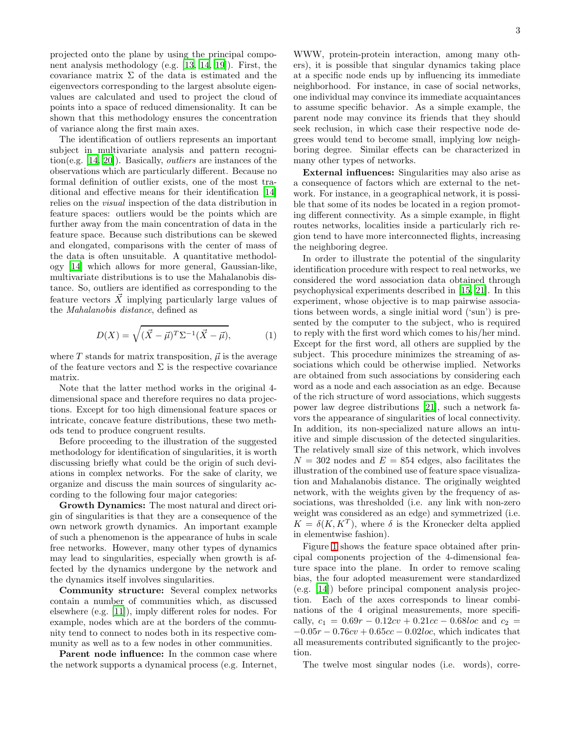projected onto the plane by using the principal component analysis methodology (e.g. [13, 14, 19]). First, the covariance matrix $\Sigma$ of the data is estimated and the eigenvectors corresponding to the largest absolute eigenvalues are calculated and used to project the cloud of points into a space of reduced dimensionality. It can be shown that this methodology ensures the concentration of variance along the first main axes.

The identification of outliers represents an important subject in multivariate analysis and pattern recognition(e.g. [14, 20]). Basically, *outliers* are instances of the observations which are particularly different. Because no formal definition of outlier exists, one of the most traditional and effective means for their identification [14] relies on the *visual* inspection of the data distribution in feature spaces: outliers would be the points which are further away from the main concentration of data in the feature space. Because such distributions can be skewed and elongated, comparisons with the center of mass of the data is often unsuitable. A quantitative methodology [14] which allows for more general, Gaussian-like, multivariate distributions is to use the Mahalanobis distance. So, outliers are identified as corresponding to the feature vectors $\vec{X}$ implying particularly large values of the *Mahalanobis distance*, defined as

$$D(X) = \sqrt{(\vec{X} - \vec{\mu})^T \Sigma^{-1} (\vec{X} - \vec{\mu})}, \tag{1}$$

where $T$ stands for matrix transposition, $\vec{\mu}$ is the average of the feature vectors and $\Sigma$ is the respective covariance matrix.

Note that the latter method works in the original 4-dimensional space and therefore requires no data projections. Except for too high dimensional feature spaces or intricate, concave feature distributions, these two methods tend to produce congruent results.

Before proceeding to the illustration of the suggested methodology for identification of singularities, it is worth discussing briefly what could be the origin of such deviations in complex networks. For the sake of clarity, we organize and discuss the main sources of singularity according to the following four major categories:

**Growth Dynamics:** The most natural and direct origin of singularities is that they are a consequence of the own network growth dynamics. An important example of such a phenomenon is the appearance of hubs in scale free networks. However, many other types of dynamics may lead to singularities, especially when growth is affected by the dynamics undergone by the network and the dynamics itself involves singularities.

**Community structure:** Several complex networks contain a number of communities which, as discussed elsewhere (e.g. [11]), imply different roles for nodes. For example, nodes which are at the borders of the community tend to connect to nodes both in its respective community as well as to a few nodes in other communities.

**Parent node influence:** In the common case where the network supports a dynamical process (e.g. Internet, WWW, protein-protein interaction, among many others), it is possible that singular dynamics taking place at a specific node ends up by influencing its immediate neighborhood. For instance, in case of social networks, one individual may convince its immediate acquaintances to assume specific behavior. As a simple example, the parent node may convince its friends that they should seek reclusion, in which case their respective node degrees would tend to become small, implying low neighboring degree. Similar effects can be characterized in many other types of networks.

**External influences:** Singularities may also arise as a consequence of factors which are external to the network. For instance, in a geographical network, it is possible that some of its nodes be located in a region promoting different connectivity. As a simple example, in flight routes networks, localities inside a particularly rich region tend to have more interconnected flights, increasing the neighboring degree.

In order to illustrate the potential of the singularity identification procedure with respect to real networks, we considered the word association data obtained through psychophysical experiments described in [15, 21]. In this experiment, whose objective is to map pairwise associations between words, a single initial word ('sun') is presented by the computer to the subject, who is required to reply with the first word which comes to his/her mind. Except for the first word, all others are supplied by the subject. This procedure minimizes the streaming of associations which could be otherwise implied. Networks are obtained from such associations by considering each word as a node and each association as an edge. Because of the rich structure of word associations, which suggests power law degree distributions [21], such a network favors the appearance of singularities of local connectivity. In addition, its non-specialized nature allows an intuitive and simple discussion of the detected singularities. The relatively small size of this network, which involves $N = 302$ nodes and $E = 854$ edges, also facilitates the illustration of the combined use of feature space visualization and Mahalanobis distance. The originally weighted network, with the weights given by the frequency of associations, was thresholded (i.e. any link with non-zero weight was considered as an edge) and symmetrized (i.e. $K = \delta(K, K^T)$, where $\delta$ is the Kronecker delta applied in elementwise fashion).

Figure 1 shows the feature space obtained after principal components projection of the 4-dimensional feature space into the plane. In order to remove scaling bias, the four adopted measurement were standardized (e.g. [14]) before principal component analysis projection. Each of the axes corresponds to linear combinations of the 4 original measurements, more specifically, $c_1 = 0.69r - 0.12cv + 0.21cc - 0.68loc$ and $c_2 = -0.05r - 0.76cv + 0.65cc - 0.02loc$, which indicates that all measurements contributed significantly to the projection.

The twelve most singular nodes (i.e. words), corre-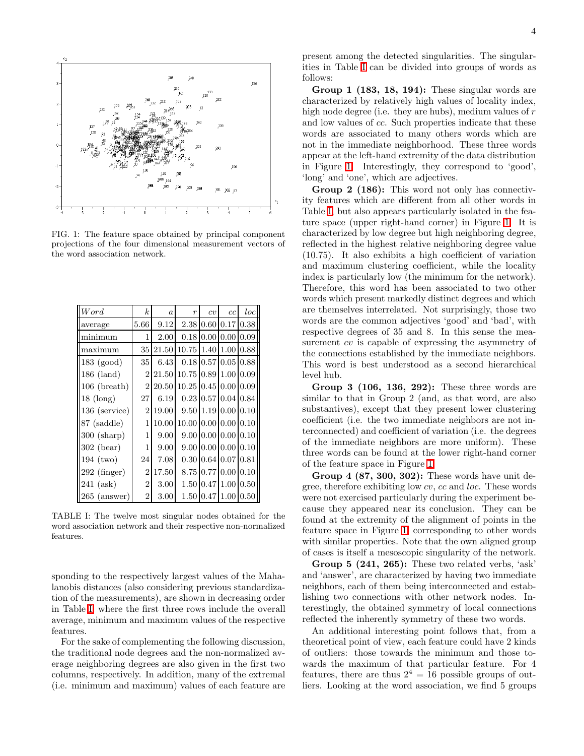FIG. 1: The feature space obtained by principal component projections of the four dimensional measurement vectors of the word association network.

| *Word* | $k$ | $a$ | $r$ | $cv$ | $cc$ | $loc$ |
|---|---|---|---|---|---|---|
| average | 5.66 | 9.12 | 2.38 | 0.60 | 0.17 | 0.38 |
| minimum | 1 | 2.00 | 0.18 | 0.00 | 0.00 | 0.09 |
| maximum | 35 | 21.50 | 10.75 | 1.40 | 1.00 | 0.88 |
| 183 (good) | 35 | 6.43 | 0.18 | 0.57 | 0.05 | 0.88 |
| 186 (land) | 2 | 21.50 | 10.75 | 0.89 | 1.00 | 0.09 |
| 106 (breath) | 2 | 20.50 | 10.25 | 0.45 | 0.00 | 0.09 |
| 18 (long) | 27 | 6.19 | 0.23 | 0.57 | 0.04 | 0.84 |
| 136 (service) | 2 | 19.00 | 9.50 | 1.19 | 0.00 | 0.10 |
| 87 (saddle) | 1 | 10.00 | 10.00 | 0.00 | 0.00 | 0.10 |
| 300 (sharp) | 1 | 9.00 | 9.00 | 0.00 | 0.00 | 0.10 |
| 302 (bear) | 1 | 9.00 | 9.00 | 0.00 | 0.00 | 0.10 |
| 194 (two) | 24 | 7.08 | 0.30 | 0.64 | 0.07 | 0.81 |
| 292 (finger) | 2 | 17.50 | 8.75 | 0.77 | 0.00 | 0.10 |
| 241 (ask) | 2 | 3.00 | 1.50 | 0.47 | 1.00 | 0.50 |
| 265 (answer) | 2 | 3.00 | 1.50 | 0.47 | 1.00 | 0.50 |

TABLE I: The twelve most singular nodes obtained for the word association network and their respective non-normalized features.

sponding to the respectively largest values of the Mahalanobis distances (also considering previous standardization of the measurements), are shown in decreasing order in Table I, where the first three rows include the overall average, minimum and maximum values of the respective features.

For the sake of complementing the following discussion, the traditional node degrees and the non-normalized average neighboring degrees are also given in the first two columns, respectively. In addition, many of the extremal (i.e. minimum and maximum) values of each feature are present among the detected singularities. The singularities in Table I can be divided into groups of words as follows:

**Group 1 (183, 18, 194):** These singular words are characterized by relatively high values of locality index, high node degree (i.e. they are hubs), medium values of $r$ and low values of $cc$. Such properties indicate that these words are associated to many others words which are not in the immediate neighborhood. These three words appear at the left-hand extremity of the data distribution in Figure 1. Interestingly, they correspond to 'good', 'long' and 'one', which are adjectives.

**Group 2 (186):** This word not only has connectivity features which are different from all other words in Table I, but also appears particularly isolated in the feature space (upper right-hand corner) in Figure 1. It is characterized by low degree but high neighboring degree, reflected in the highest relative neighboring degree value (10.75). It also exhibits a high coefficient of variation and maximum clustering coefficient, while the locality index is particularly low (the minimum for the network). Therefore, this word has been associated to two other words which present markedly distinct degrees and which are themselves interrelated. Not surprisingly, those two words are the common adjectives 'good' and 'bad', with respective degrees of 35 and 8. In this sense the measurement $cv$ is capable of expressing the asymmetry of the connections established by the immediate neighbors. This word is best understood as a second hierarchical level hub.

**Group 3 (106, 136, 292):** These three words are similar to that in Group 2 (and, as that word, are also substantives), except that they present lower clustering coefficient (i.e. the two immediate neighbors are not interconnected) and coefficient of variation (i.e. the degrees of the immediate neighbors are more uniform). These three words can be found at the lower right-hand corner of the feature space in Figure 1.

**Group 4 (87, 300, 302):** These words have unit degree, therefore exhibiting low $cv$, $cc$ and $loc$. These words were not exercised particularly during the experiment because they appeared near its conclusion. They can be found at the extremity of the alignment of points in the feature space in Figure 1 corresponding to other words with similar properties. Note that the own aligned group of cases is itself a mesoscopic singularity of the network.

**Group 5 (241, 265):** These two related verbs, 'ask' and 'answer', are characterized by having two immediate neighbors, each of them being interconnected and establishing two connections with other network nodes. Interestingly, the obtained symmetry of local connections reflected the inherently symmetry of these two words.

An additional interesting point follows that, from a theoretical point of view, each feature could have 2 kinds of outliers: those towards the minimum and those towards the maximum of that particular feature. For 4 features, there are thus $2^4 = 16$ possible groups of outliers. Looking at the word association, we find 5 groups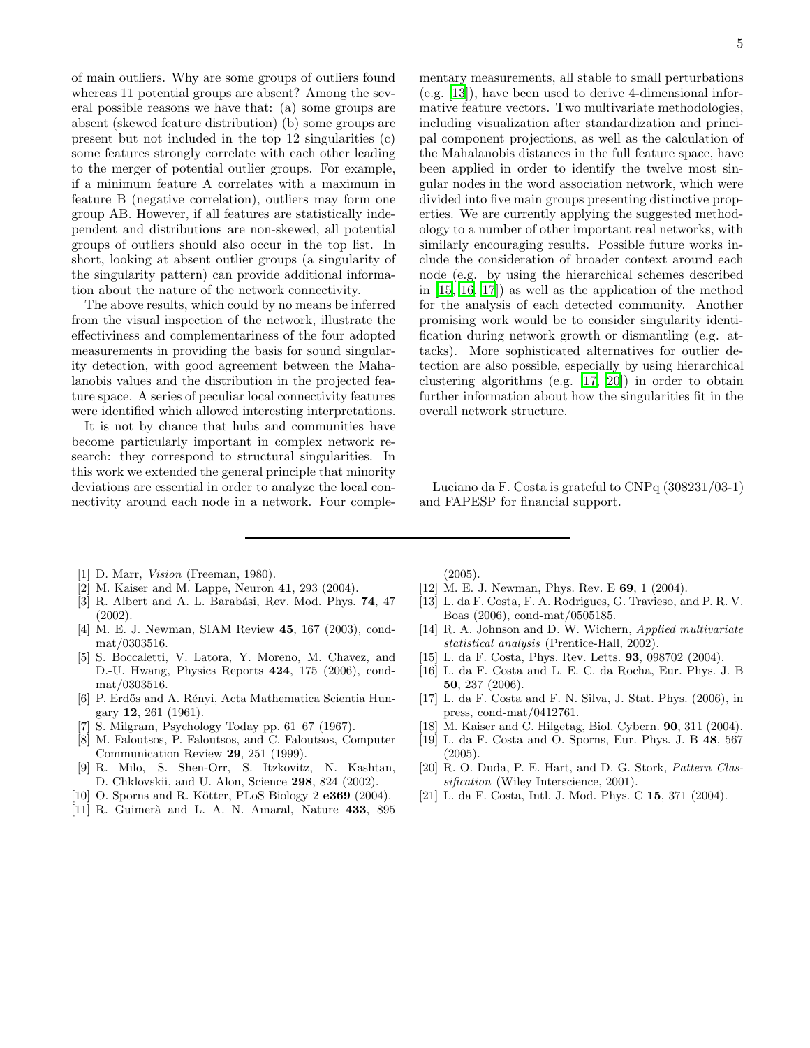of main outliers. Why are some groups of outliers found whereas 11 potential groups are absent? Among the several possible reasons we have that: (a) some groups are absent (skewed feature distribution) (b) some groups are present but not included in the top 12 singularities (c) some features strongly correlate with each other leading to the merger of potential outlier groups. For example, if a minimum feature A correlates with a maximum in feature B (negative correlation), outliers may form one group AB. However, if all features are statistically independent and distributions are non-skewed, all potential groups of outliers should also occur in the top list. In short, looking at absent outlier groups (a singularity of the singularity pattern) can provide additional information about the nature of the network connectivity.

The above results, which could by no means be inferred from the visual inspection of the network, illustrate the effectiviness and complementariness of the four adopted measurements in providing the basis for sound singularity detection, with good agreement between the Mahalanobis values and the distribution in the projected feature space. A series of peculiar local connectivity features were identified which allowed interesting interpretations.

It is not by chance that hubs and communities have become particularly important in complex network research: they correspond to structural singularities. In this work we extended the general principle that minority deviations are essential in order to analyze the local connectivity around each node in a network. Four complementary measurements, all stable to small perturbations (e.g. [13]), have been used to derive 4-dimensional informative feature vectors. Two multivariate methodologies, including visualization after standardization and principal component projections, as well as the calculation of the Mahalanobis distances in the full feature space, have been applied in order to identify the twelve most singular nodes in the word association network, which were divided into five main groups presenting distinctive properties. We are currently applying the suggested methodology to a number of other important real networks, with similarly encouraging results. Possible future works include the consideration of broader context around each node (e.g. by using the hierarchical schemes described in [15, 16, 17]) as well as the application of the method for the analysis of each detected community. Another promising work would be to consider singularity identification during network growth or dismantling (e.g. attacks). More sophisticated alternatives for outlier detection are also possible, especially by using hierarchical clustering algorithms (e.g. [17, 20]) in order to obtain further information about how the singularities fit in the overall network structure.

Luciano da F. Costa is grateful to CNPq (308231/03-1) and FAPESP for financial support.

---

[1] D. Marr, *Vision* (Freeman, 1980).
[2] M. Kaiser and M. Lappe, Neuron **41**, 293 (2004).
[3] R. Albert and A. L. Barabási, Rev. Mod. Phys. **74**, 47 (2002).
[4] M. E. J. Newman, SIAM Review **45**, 167 (2003), cond-mat/0303516.
[5] S. Boccaletti, V. Latora, Y. Moreno, M. Chavez, and D.-U. Hwang, Physics Reports **424**, 175 (2006), cond-mat/0303516.
[6] P. Erdős and A. Rényi, Acta Mathematica Scientia Hungary **12**, 261 (1961).
[7] S. Milgram, Psychology Today pp. 61–67 (1967).
[8] M. Faloutsos, P. Faloutsos, and C. Faloutsos, Computer Communication Review **29**, 251 (1999).
[9] R. Milo, S. Shen-Orr, S. Itzkovitz, N. Kashtan, D. Chklovskii, and U. Alon, Science **298**, 824 (2002).
[10] O. Sporns and R. Kötter, PLoS Biology 2 **e369** (2004).
[11] R. Guimerà and L. A. N. Amaral, Nature **433**, 895 (2005).
[12] M. E. J. Newman, Phys. Rev. E **69**, 1 (2004).
[13] L. da F. Costa, F. A. Rodrigues, G. Travieso, and P. R. V. Boas (2006), cond-mat/0505185.
[14] R. A. Johnson and D. W. Wichern, *Applied multivariate statistical analysis* (Prentice-Hall, 2002).
[15] L. da F. Costa, Phys. Rev. Letts. **93**, 098702 (2004).
[16] L. da F. Costa and L. E. C. da Rocha, Eur. Phys. J. B **50**, 237 (2006).
[17] L. da F. Costa and F. N. Silva, J. Stat. Phys. (2006), in press, cond-mat/0412761.
[18] M. Kaiser and C. Hilgetag, Biol. Cybern. **90**, 311 (2004).
[19] L. da F. Costa and O. Sporns, Eur. Phys. J. B **48**, 567 (2005).
[20] R. O. Duda, P. E. Hart, and D. G. Stork, *Pattern Classification* (Wiley Interscience, 2001).
[21] L. da F. Costa, Intl. J. Mod. Phys. C **15**, 371 (2004).